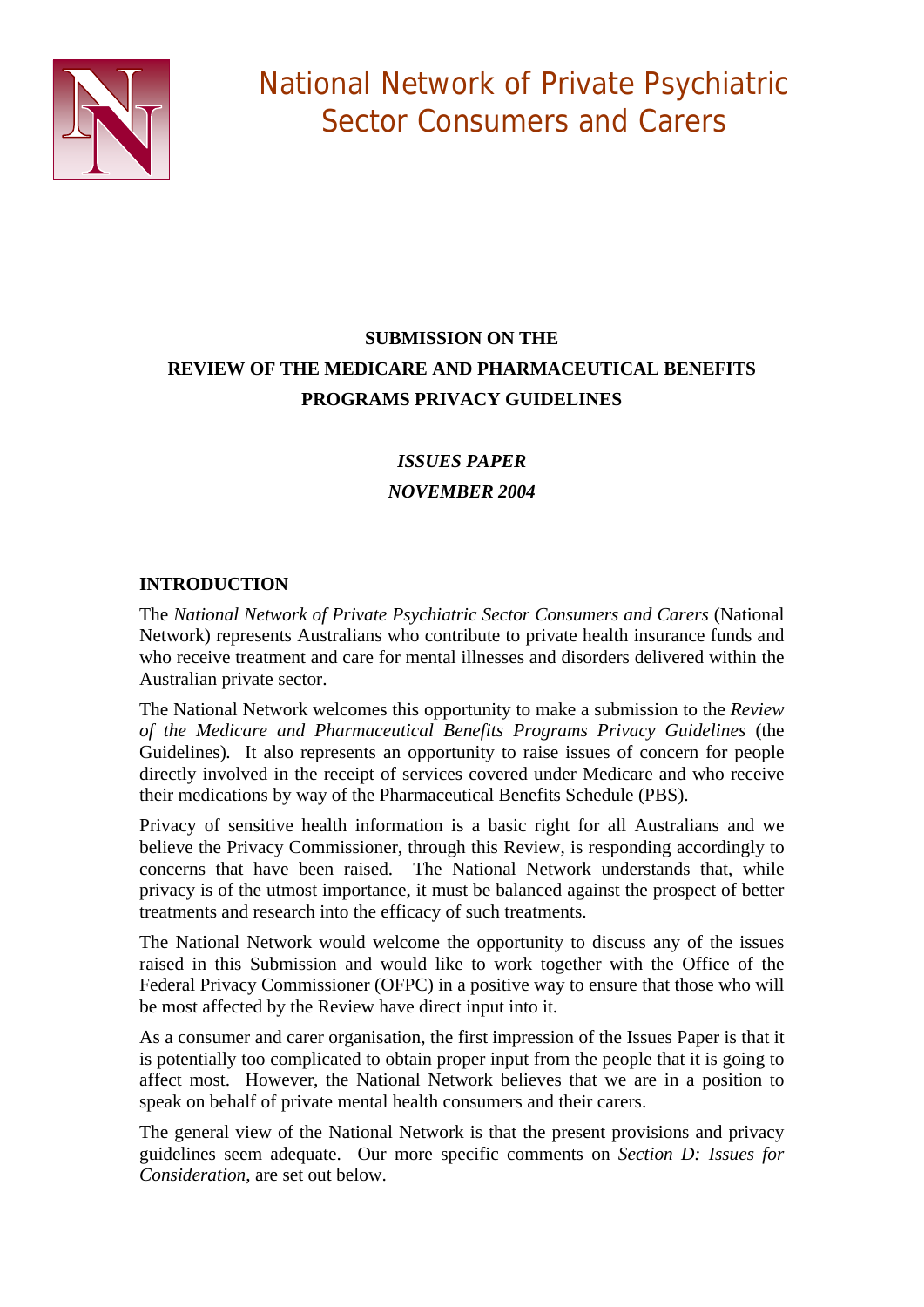# National Network of Private Psychiatric Sector Consumers and Carers

**SUBMISSION ON THE**
**REVIEW OF THE MEDICARE AND PHARMACEUTICAL BENEFITS PROGRAMS PRIVACY GUIDELINES**

***ISSUES PAPER***
***NOVEMBER 2004***

## INTRODUCTION

The *National Network of Private Psychiatric Sector Consumers and Carers* (National Network) represents Australians who contribute to private health insurance funds and who receive treatment and care for mental illnesses and disorders delivered within the Australian private sector.

The National Network welcomes this opportunity to make a submission to the *Review of the Medicare and Pharmaceutical Benefits Programs Privacy Guidelines* (the Guidelines). It also represents an opportunity to raise issues of concern for people directly involved in the receipt of services covered under Medicare and who receive their medications by way of the Pharmaceutical Benefits Schedule (PBS).

Privacy of sensitive health information is a basic right for all Australians and we believe the Privacy Commissioner, through this Review, is responding accordingly to concerns that have been raised. The National Network understands that, while privacy is of the utmost importance, it must be balanced against the prospect of better treatments and research into the efficacy of such treatments.

The National Network would welcome the opportunity to discuss any of the issues raised in this Submission and would like to work together with the Office of the Federal Privacy Commissioner (OFPC) in a positive way to ensure that those who will be most affected by the Review have direct input into it.

As a consumer and carer organisation, the first impression of the Issues Paper is that it is potentially too complicated to obtain proper input from the people that it is going to affect most. However, the National Network believes that we are in a position to speak on behalf of private mental health consumers and their carers.

The general view of the National Network is that the present provisions and privacy guidelines seem adequate. Our more specific comments on *Section D: Issues for Consideration*, are set out below.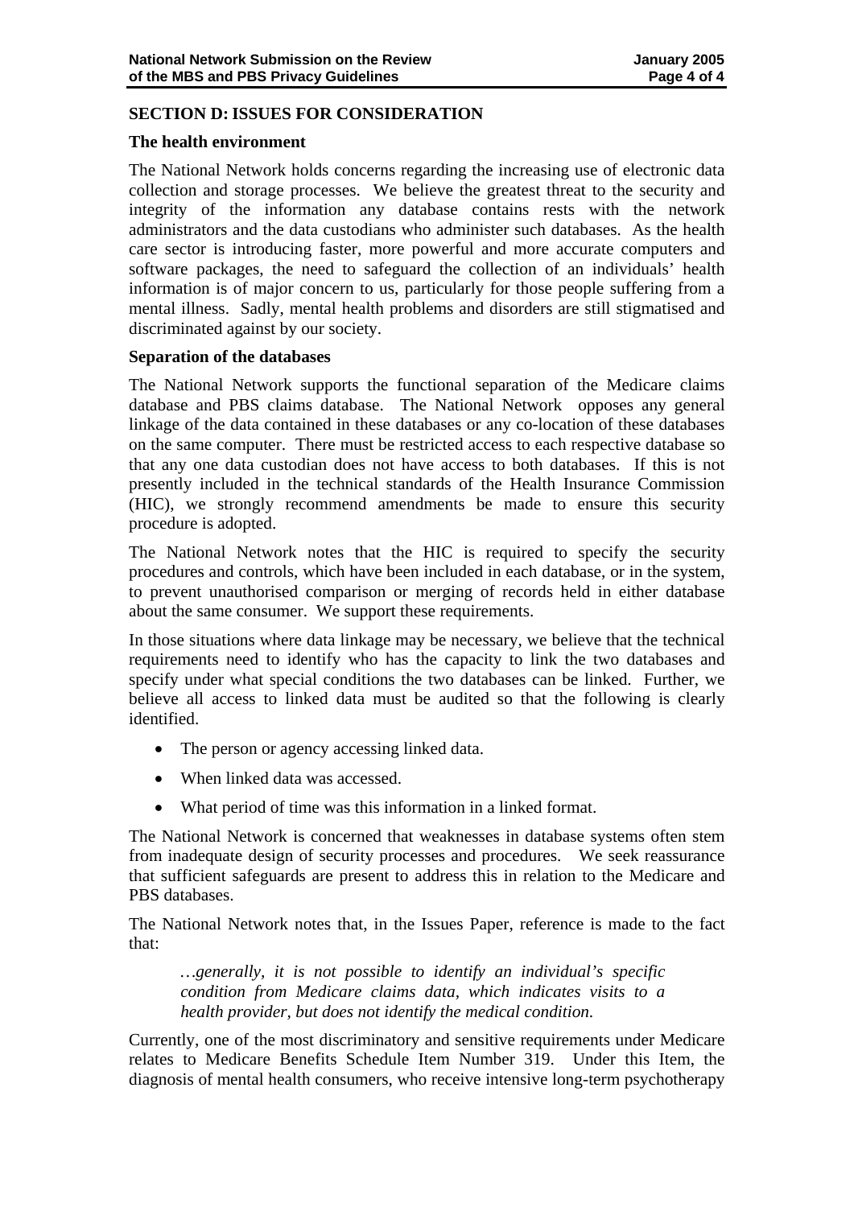## SECTION D: ISSUES FOR CONSIDERATION

### The health environment

The National Network holds concerns regarding the increasing use of electronic data collection and storage processes. We believe the greatest threat to the security and integrity of the information any database contains rests with the network administrators and the data custodians who administer such databases. As the health care sector is introducing faster, more powerful and more accurate computers and software packages, the need to safeguard the collection of an individuals' health information is of major concern to us, particularly for those people suffering from a mental illness. Sadly, mental health problems and disorders are still stigmatised and discriminated against by our society.

### Separation of the databases

The National Network supports the functional separation of the Medicare claims database and PBS claims database. The National Network opposes any general linkage of the data contained in these databases or any co-location of these databases on the same computer. There must be restricted access to each respective database so that any one data custodian does not have access to both databases. If this is not presently included in the technical standards of the Health Insurance Commission (HIC), we strongly recommend amendments be made to ensure this security procedure is adopted.

The National Network notes that the HIC is required to specify the security procedures and controls, which have been included in each database, or in the system, to prevent unauthorised comparison or merging of records held in either database about the same consumer. We support these requirements.

In those situations where data linkage may be necessary, we believe that the technical requirements need to identify who has the capacity to link the two databases and specify under what special conditions the two databases can be linked. Further, we believe all access to linked data must be audited so that the following is clearly identified.

- The person or agency accessing linked data.
- When linked data was accessed.
- What period of time was this information in a linked format.

The National Network is concerned that weaknesses in database systems often stem from inadequate design of security processes and procedures. We seek reassurance that sufficient safeguards are present to address this in relation to the Medicare and PBS databases.

The National Network notes that, in the Issues Paper, reference is made to the fact that:

> *…generally, it is not possible to identify an individual's specific condition from Medicare claims data, which indicates visits to a health provider, but does not identify the medical condition.*

Currently, one of the most discriminatory and sensitive requirements under Medicare relates to Medicare Benefits Schedule Item Number 319. Under this Item, the diagnosis of mental health consumers, who receive intensive long-term psychotherapy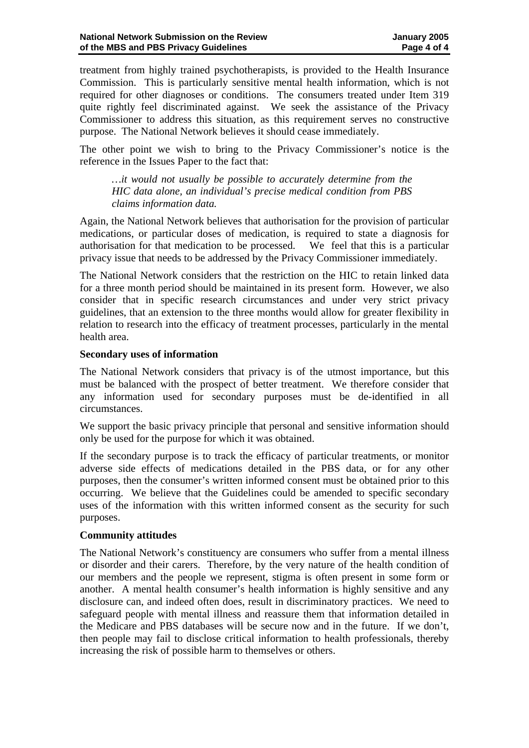treatment from highly trained psychotherapists, is provided to the Health Insurance Commission. This is particularly sensitive mental health information, which is not required for other diagnoses or conditions. The consumers treated under Item 319 quite rightly feel discriminated against. We seek the assistance of the Privacy Commissioner to address this situation, as this requirement serves no constructive purpose. The National Network believes it should cease immediately.

The other point we wish to bring to the Privacy Commissioner's notice is the reference in the Issues Paper to the fact that:

> *…it would not usually be possible to accurately determine from the HIC data alone, an individual's precise medical condition from PBS claims information data.*

Again, the National Network believes that authorisation for the provision of particular medications, or particular doses of medication, is required to state a diagnosis for authorisation for that medication to be processed. We feel that this is a particular privacy issue that needs to be addressed by the Privacy Commissioner immediately.

The National Network considers that the restriction on the HIC to retain linked data for a three month period should be maintained in its present form. However, we also consider that in specific research circumstances and under very strict privacy guidelines, that an extension to the three months would allow for greater flexibility in relation to research into the efficacy of treatment processes, particularly in the mental health area.

**Secondary uses of information**

The National Network considers that privacy is of the utmost importance, but this must be balanced with the prospect of better treatment. We therefore consider that any information used for secondary purposes must be de-identified in all circumstances.

We support the basic privacy principle that personal and sensitive information should only be used for the purpose for which it was obtained.

If the secondary purpose is to track the efficacy of particular treatments, or monitor adverse side effects of medications detailed in the PBS data, or for any other purposes, then the consumer's written informed consent must be obtained prior to this occurring. We believe that the Guidelines could be amended to specific secondary uses of the information with this written informed consent as the security for such purposes.

**Community attitudes**

The National Network's constituency are consumers who suffer from a mental illness or disorder and their carers. Therefore, by the very nature of the health condition of our members and the people we represent, stigma is often present in some form or another. A mental health consumer's health information is highly sensitive and any disclosure can, and indeed often does, result in discriminatory practices. We need to safeguard people with mental illness and reassure them that information detailed in the Medicare and PBS databases will be secure now and in the future. If we don't, then people may fail to disclose critical information to health professionals, thereby increasing the risk of possible harm to themselves or others.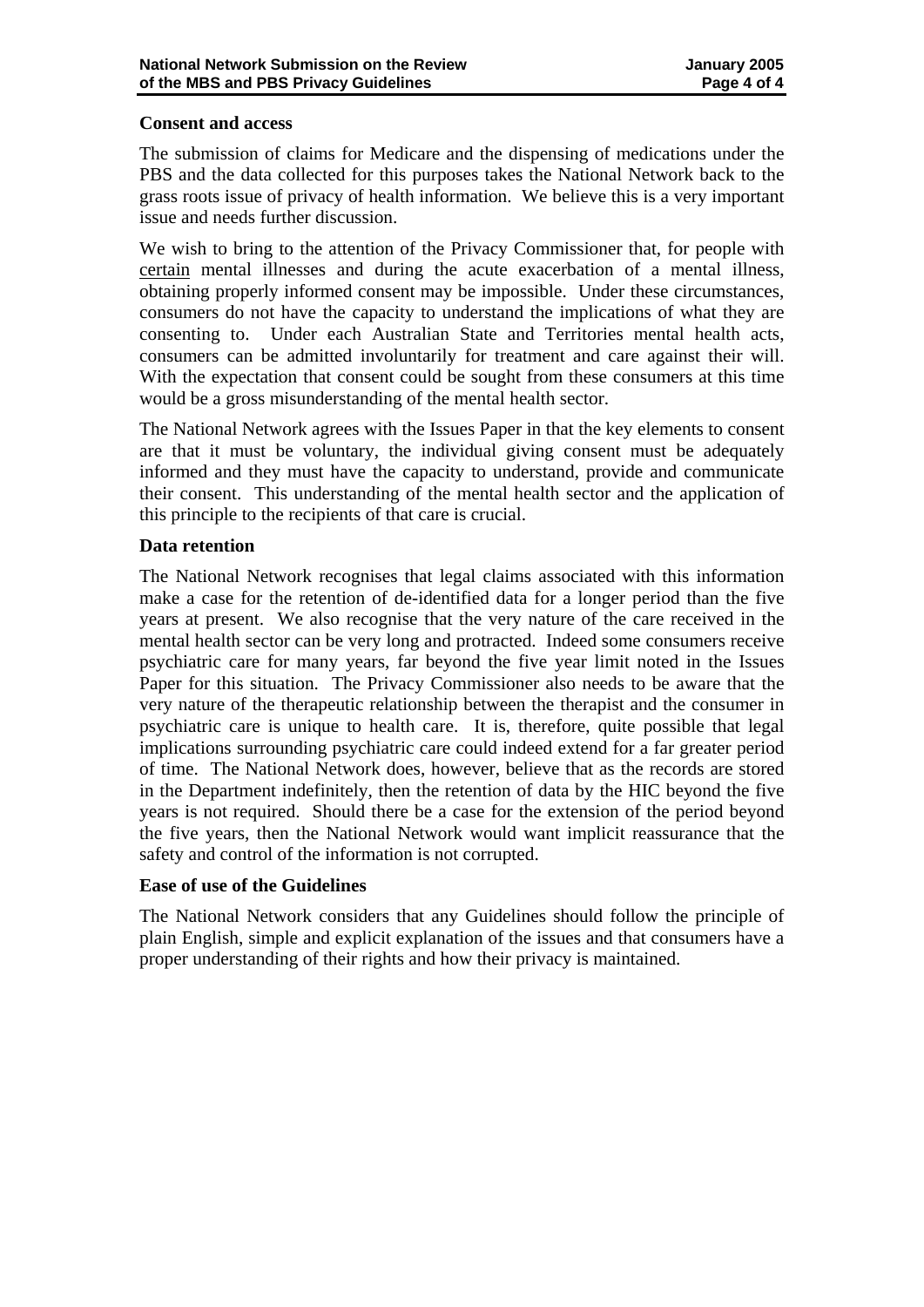### Consent and access

The submission of claims for Medicare and the dispensing of medications under the PBS and the data collected for this purposes takes the National Network back to the grass roots issue of privacy of health information. We believe this is a very important issue and needs further discussion.

We wish to bring to the attention of the Privacy Commissioner that, for people with <u>certain</u> mental illnesses and during the acute exacerbation of a mental illness, obtaining properly informed consent may be impossible. Under these circumstances, consumers do not have the capacity to understand the implications of what they are consenting to. Under each Australian State and Territories mental health acts, consumers can be admitted involuntarily for treatment and care against their will. With the expectation that consent could be sought from these consumers at this time would be a gross misunderstanding of the mental health sector.

The National Network agrees with the Issues Paper in that the key elements to consent are that it must be voluntary, the individual giving consent must be adequately informed and they must have the capacity to understand, provide and communicate their consent. This understanding of the mental health sector and the application of this principle to the recipients of that care is crucial.

### Data retention

The National Network recognises that legal claims associated with this information make a case for the retention of de-identified data for a longer period than the five years at present. We also recognise that the very nature of the care received in the mental health sector can be very long and protracted. Indeed some consumers receive psychiatric care for many years, far beyond the five year limit noted in the Issues Paper for this situation. The Privacy Commissioner also needs to be aware that the very nature of the therapeutic relationship between the therapist and the consumer in psychiatric care is unique to health care. It is, therefore, quite possible that legal implications surrounding psychiatric care could indeed extend for a far greater period of time. The National Network does, however, believe that as the records are stored in the Department indefinitely, then the retention of data by the HIC beyond the five years is not required. Should there be a case for the extension of the period beyond the five years, then the National Network would want implicit reassurance that the safety and control of the information is not corrupted.

### Ease of use of the Guidelines

The National Network considers that any Guidelines should follow the principle of plain English, simple and explicit explanation of the issues and that consumers have a proper understanding of their rights and how their privacy is maintained.